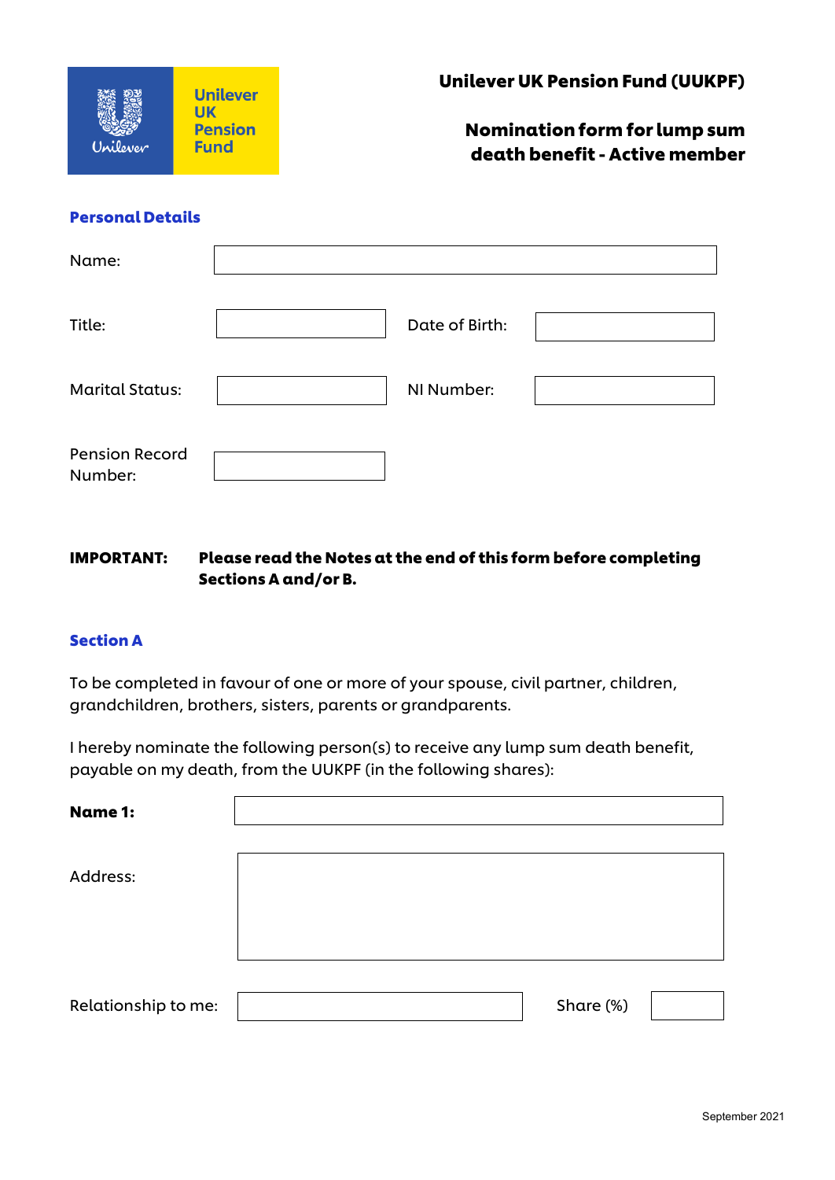Unilever UK Pension Fund

# Unilever UK Pension Fund (UUKPF)

## Nomination form for lump sum death benefit - Active member

### Personal Details

| | | | |
|---|---|---|---|
| Name: | | | |
| Title: | | Date of Birth: | |
| Marital Status: | | NI Number: | |
| Pension Record Number: | | | |

**IMPORTANT: Please read the Notes at the end of this form before completing Sections A and/or B.**

### Section A

To be completed in favour of one or more of your spouse, civil partner, children, grandchildren, brothers, sisters, parents or grandparents.

I hereby nominate the following person(s) to receive any lump sum death benefit, payable on my death, from the UUKPF (in the following shares):

| | | | |
|---|---|---|---|
| **Name 1:** | | | |
| Address: | | | |
| Relationship to me: | | Share (%) | |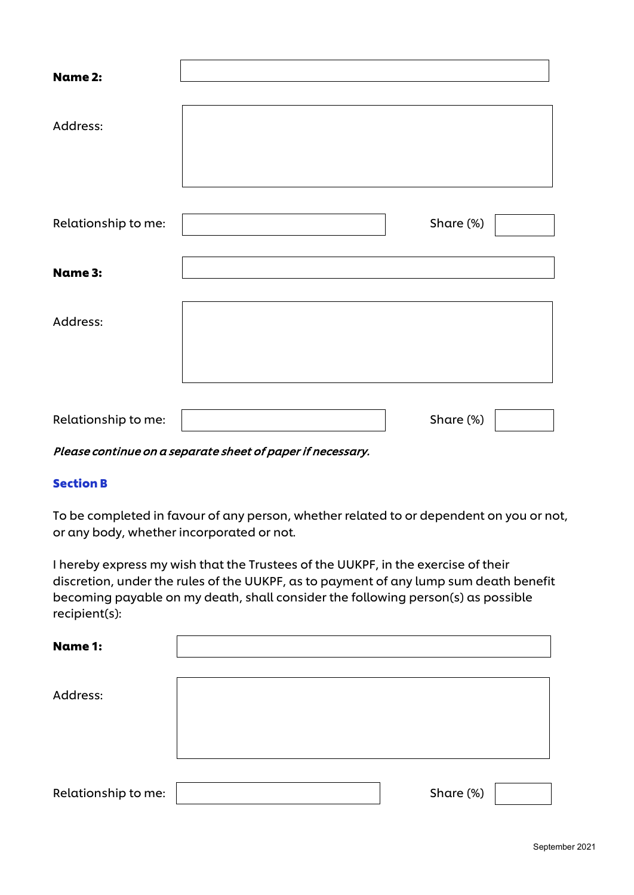**Name 2:**

Address:

Relationship to me: Share (%)

**Name 3:**

Address:

Relationship to me: Share (%)

***Please continue on a separate sheet of paper if necessary.***

## Section B

To be completed in favour of any person, whether related to or dependent on you or not, or any body, whether incorporated or not.

I hereby express my wish that the Trustees of the UUKPF, in the exercise of their discretion, under the rules of the UUKPF, as to payment of any lump sum death benefit becoming payable on my death, shall consider the following person(s) as possible recipient(s):

**Name 1:**

Address:

Relationship to me: Share (%)

September 2021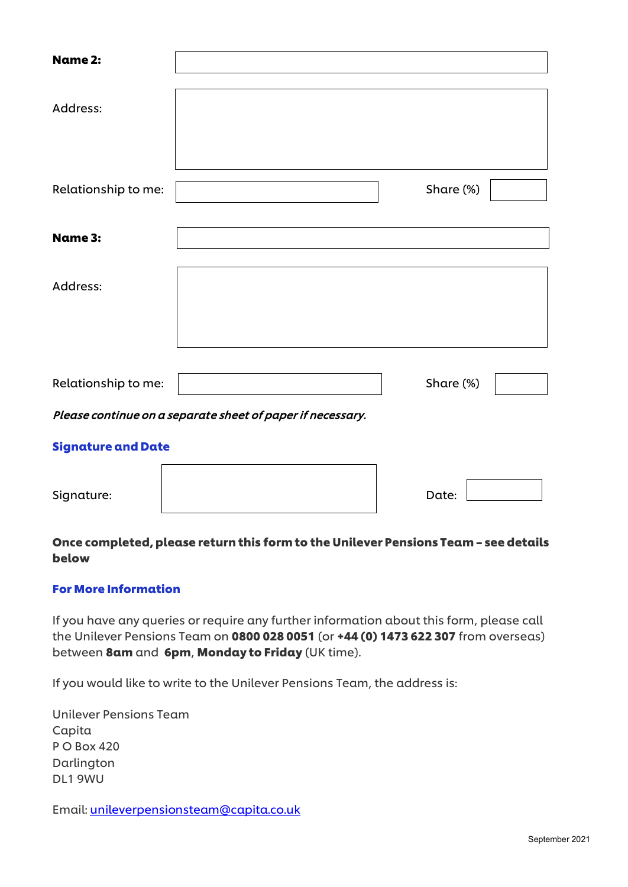**Name 2:** 

Address: 

Relationship to me: Share (%) 

**Name 3:** 

Address: 

Relationship to me: Share (%) 

*Please continue on a separate sheet of paper if necessary.*

## Signature and Date

Signature: Date: 

**Once completed, please return this form to the Unilever Pensions Team – see details below**

## For More Information

If you have any queries or require any further information about this form, please call the Unilever Pensions Team on **0800 028 0051** (or **+44 (0) 1473 622 307** from overseas) between **8am** and **6pm**, **Monday to Friday** (UK time).

If you would like to write to the Unilever Pensions Team, the address is:

Unilever Pensions Team
Capita
P O Box 420
Darlington
DL1 9WU

Email: unileverpensionsteam@capita.co.uk

September 2021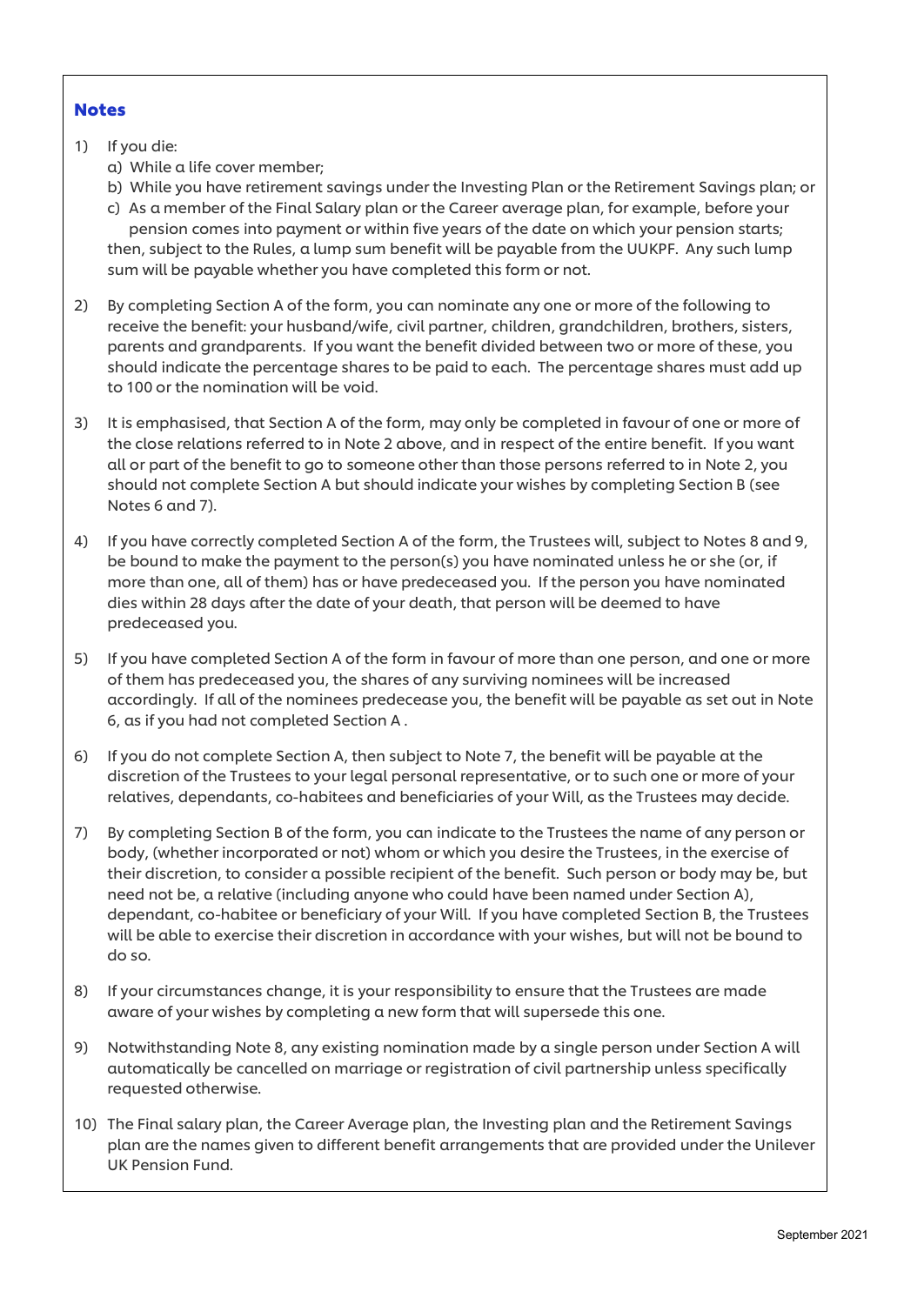### Notes

1) If you die:
   a) While a life cover member;
   b) While you have retirement savings under the Investing Plan or the Retirement Savings plan; or
   c) As a member of the Final Salary plan or the Career average plan, for example, before your pension comes into payment or within five years of the date on which your pension starts;

   then, subject to the Rules, a lump sum benefit will be payable from the UUKPF. Any such lump sum will be payable whether you have completed this form or not.

2) By completing Section A of the form, you can nominate any one or more of the following to receive the benefit: your husband/wife, civil partner, children, grandchildren, brothers, sisters, parents and grandparents. If you want the benefit divided between two or more of these, you should indicate the percentage shares to be paid to each. The percentage shares must add up to 100 or the nomination will be void.

3) It is emphasised, that Section A of the form, may only be completed in favour of one or more of the close relations referred to in Note 2 above, and in respect of the entire benefit. If you want all or part of the benefit to go to someone other than those persons referred to in Note 2, you should not complete Section A but should indicate your wishes by completing Section B (see Notes 6 and 7).

4) If you have correctly completed Section A of the form, the Trustees will, subject to Notes 8 and 9, be bound to make the payment to the person(s) you have nominated unless he or she (or, if more than one, all of them) has or have predeceased you. If the person you have nominated dies within 28 days after the date of your death, that person will be deemed to have predeceased you.

5) If you have completed Section A of the form in favour of more than one person, and one or more of them has predeceased you, the shares of any surviving nominees will be increased accordingly. If all of the nominees predecease you, the benefit will be payable as set out in Note 6, as if you had not completed Section A .

6) If you do not complete Section A, then subject to Note 7, the benefit will be payable at the discretion of the Trustees to your legal personal representative, or to such one or more of your relatives, dependants, co-habitees and beneficiaries of your Will, as the Trustees may decide.

7) By completing Section B of the form, you can indicate to the Trustees the name of any person or body, (whether incorporated or not) whom or which you desire the Trustees, in the exercise of their discretion, to consider a possible recipient of the benefit. Such person or body may be, but need not be, a relative (including anyone who could have been named under Section A), dependant, co-habitee or beneficiary of your Will. If you have completed Section B, the Trustees will be able to exercise their discretion in accordance with your wishes, but will not be bound to do so.

8) If your circumstances change, it is your responsibility to ensure that the Trustees are made aware of your wishes by completing a new form that will supersede this one.

9) Notwithstanding Note 8, any existing nomination made by a single person under Section A will automatically be cancelled on marriage or registration of civil partnership unless specifically requested otherwise.

10) The Final salary plan, the Career Average plan, the Investing plan and the Retirement Savings plan are the names given to different benefit arrangements that are provided under the Unilever UK Pension Fund.

September 2021